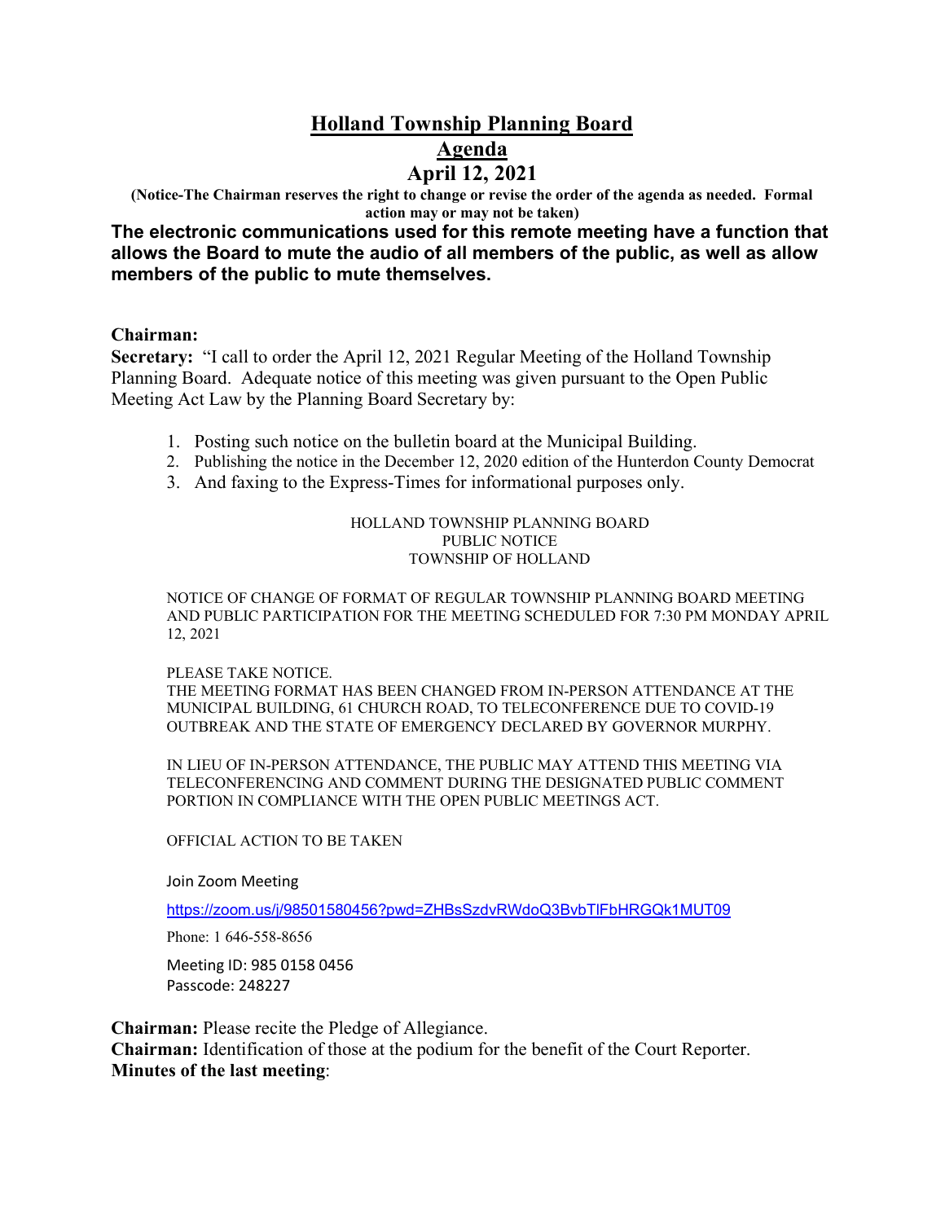# Holland Township Planning Board

## Agenda

## April 12, 2021

**(Notice-The Chairman reserves the right to change or revise the order of the agenda as needed. Formal action may or may not be taken)**

**The electronic communications used for this remote meeting have a function that allows the Board to mute the audio of all members of the public, as well as allow members of the public to mute themselves.**

**Chairman:**
**Secretary:** "I call to order the April 12, 2021 Regular Meeting of the Holland Township Planning Board. Adequate notice of this meeting was given pursuant to the Open Public Meeting Act Law by the Planning Board Secretary by:

1. Posting such notice on the bulletin board at the Municipal Building.
2. Publishing the notice in the December 12, 2020 edition of the Hunterdon County Democrat
3. And faxing to the Express-Times for informational purposes only.

HOLLAND TOWNSHIP PLANNING BOARD
PUBLIC NOTICE
TOWNSHIP OF HOLLAND

NOTICE OF CHANGE OF FORMAT OF REGULAR TOWNSHIP PLANNING BOARD MEETING AND PUBLIC PARTICIPATION FOR THE MEETING SCHEDULED FOR 7:30 PM MONDAY APRIL 12, 2021

PLEASE TAKE NOTICE.
THE MEETING FORMAT HAS BEEN CHANGED FROM IN-PERSON ATTENDANCE AT THE MUNICIPAL BUILDING, 61 CHURCH ROAD, TO TELECONFERENCE DUE TO COVID-19 OUTBREAK AND THE STATE OF EMERGENCY DECLARED BY GOVERNOR MURPHY.

IN LIEU OF IN-PERSON ATTENDANCE, THE PUBLIC MAY ATTEND THIS MEETING VIA TELECONFERENCING AND COMMENT DURING THE DESIGNATED PUBLIC COMMENT PORTION IN COMPLIANCE WITH THE OPEN PUBLIC MEETINGS ACT.

OFFICIAL ACTION TO BE TAKEN

Join Zoom Meeting

https://zoom.us/j/98501580456?pwd=ZHBsSzdvRWdoQ3BvbTlFbHRGQk1MUT09

Phone: 1 646-558-8656

Meeting ID: 985 0158 0456
Passcode: 248227

**Chairman:** Please recite the Pledge of Allegiance.
**Chairman:** Identification of those at the podium for the benefit of the Court Reporter.
**Minutes of the last meeting**: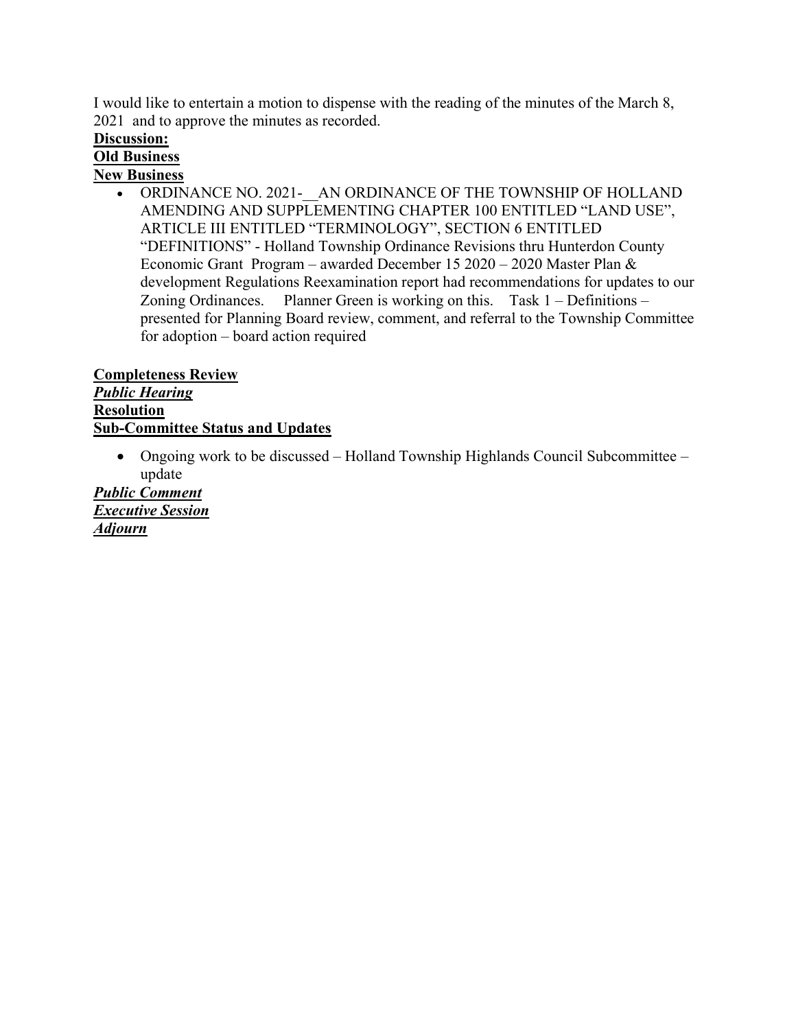I would like to entertain a motion to dispense with the reading of the minutes of the March 8, 2021 and to approve the minutes as recorded.

**Discussion:**

**Old Business**

**New Business**

- ORDINANCE NO. 2021-__AN ORDINANCE OF THE TOWNSHIP OF HOLLAND AMENDING AND SUPPLEMENTING CHAPTER 100 ENTITLED "LAND USE", ARTICLE III ENTITLED "TERMINOLOGY", SECTION 6 ENTITLED "DEFINITIONS" - Holland Township Ordinance Revisions thru Hunterdon County Economic Grant Program – awarded December 15 2020 – 2020 Master Plan & development Regulations Reexamination report had recommendations for updates to our Zoning Ordinances. Planner Green is working on this. Task 1 – Definitions – presented for Planning Board review, comment, and referral to the Township Committee for adoption – board action required

**Completeness Review**

***Public Hearing***

**Resolution**

**Sub-Committee Status and Updates**

- Ongoing work to be discussed – Holland Township Highlands Council Subcommittee – update

***Public Comment***

***Executive Session***

***Adjourn***